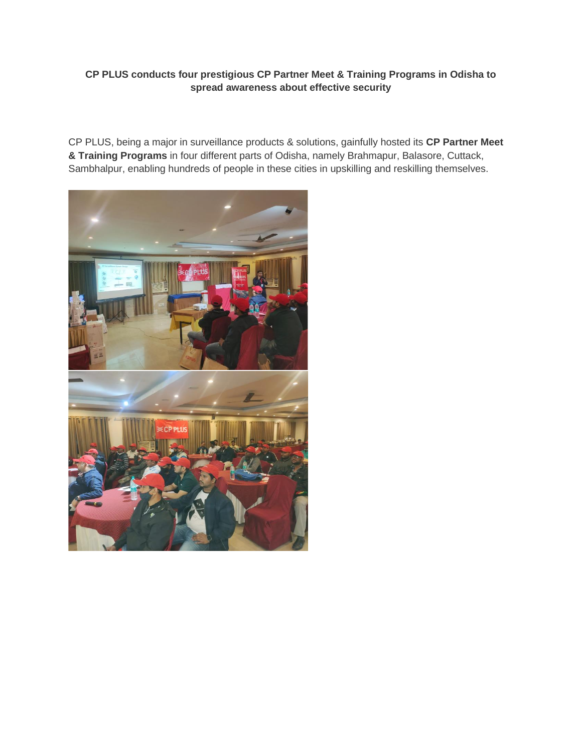**CP PLUS conducts four prestigious CP Partner Meet & Training Programs in Odisha to spread awareness about effective security**

CP PLUS, being a major in surveillance products & solutions, gainfully hosted its **CP Partner Meet & Training Programs** in four different parts of Odisha, namely Brahmapur, Balasore, Cuttack, Sambhalpur, enabling hundreds of people in these cities in upskilling and reskilling themselves.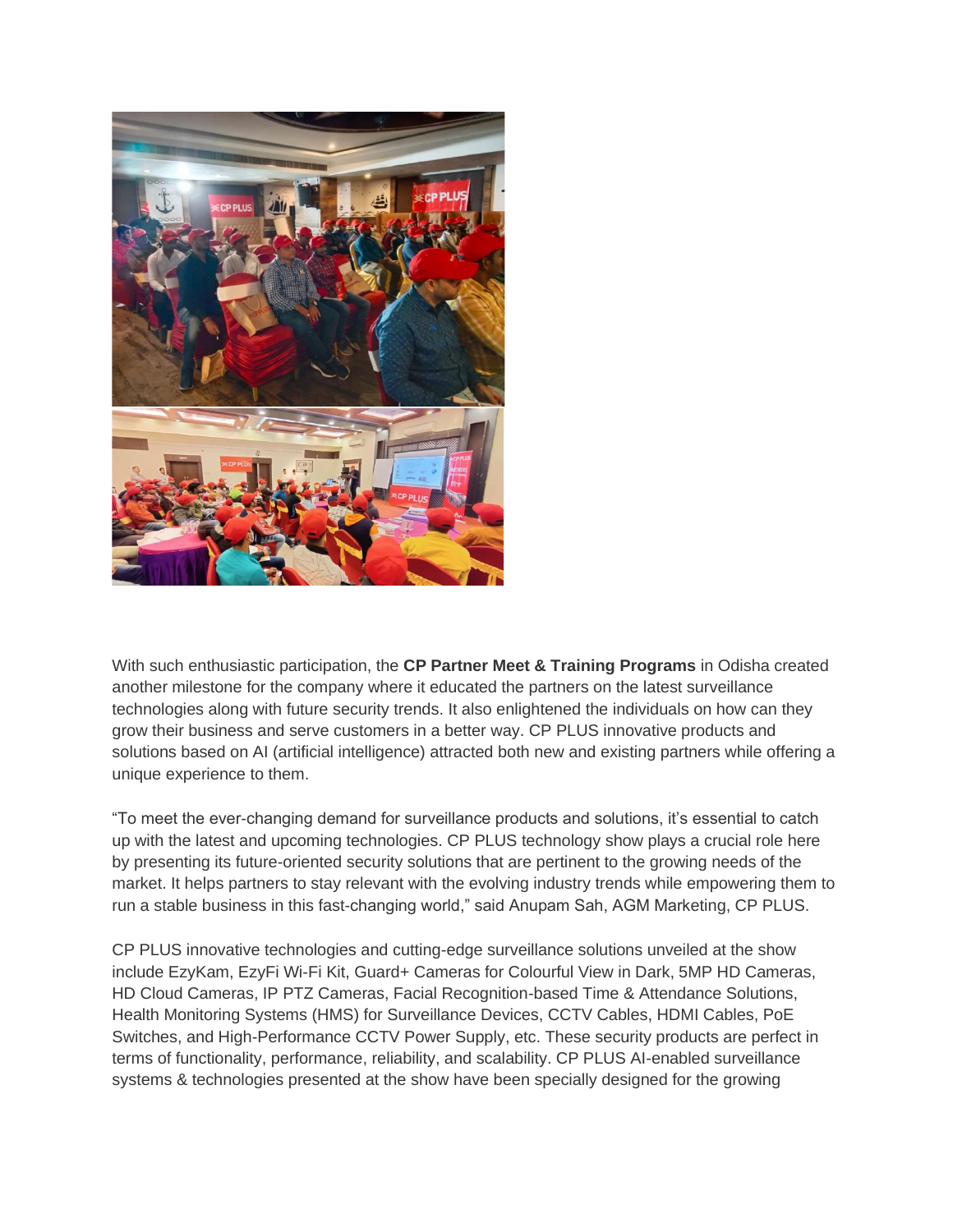With such enthusiastic participation, the **CP Partner Meet & Training Programs** in Odisha created another milestone for the company where it educated the partners on the latest surveillance technologies along with future security trends. It also enlightened the individuals on how can they grow their business and serve customers in a better way. CP PLUS innovative products and solutions based on AI (artificial intelligence) attracted both new and existing partners while offering a unique experience to them.

"To meet the ever-changing demand for surveillance products and solutions, it's essential to catch up with the latest and upcoming technologies. CP PLUS technology show plays a crucial role here by presenting its future-oriented security solutions that are pertinent to the growing needs of the market. It helps partners to stay relevant with the evolving industry trends while empowering them to run a stable business in this fast-changing world," said Anupam Sah, AGM Marketing, CP PLUS.

CP PLUS innovative technologies and cutting-edge surveillance solutions unveiled at the show include EzyKam, EzyFi Wi-Fi Kit, Guard+ Cameras for Colourful View in Dark, 5MP HD Cameras, HD Cloud Cameras, IP PTZ Cameras, Facial Recognition-based Time & Attendance Solutions, Health Monitoring Systems (HMS) for Surveillance Devices, CCTV Cables, HDMI Cables, PoE Switches, and High-Performance CCTV Power Supply, etc. These security products are perfect in terms of functionality, performance, reliability, and scalability. CP PLUS AI-enabled surveillance systems & technologies presented at the show have been specially designed for the growing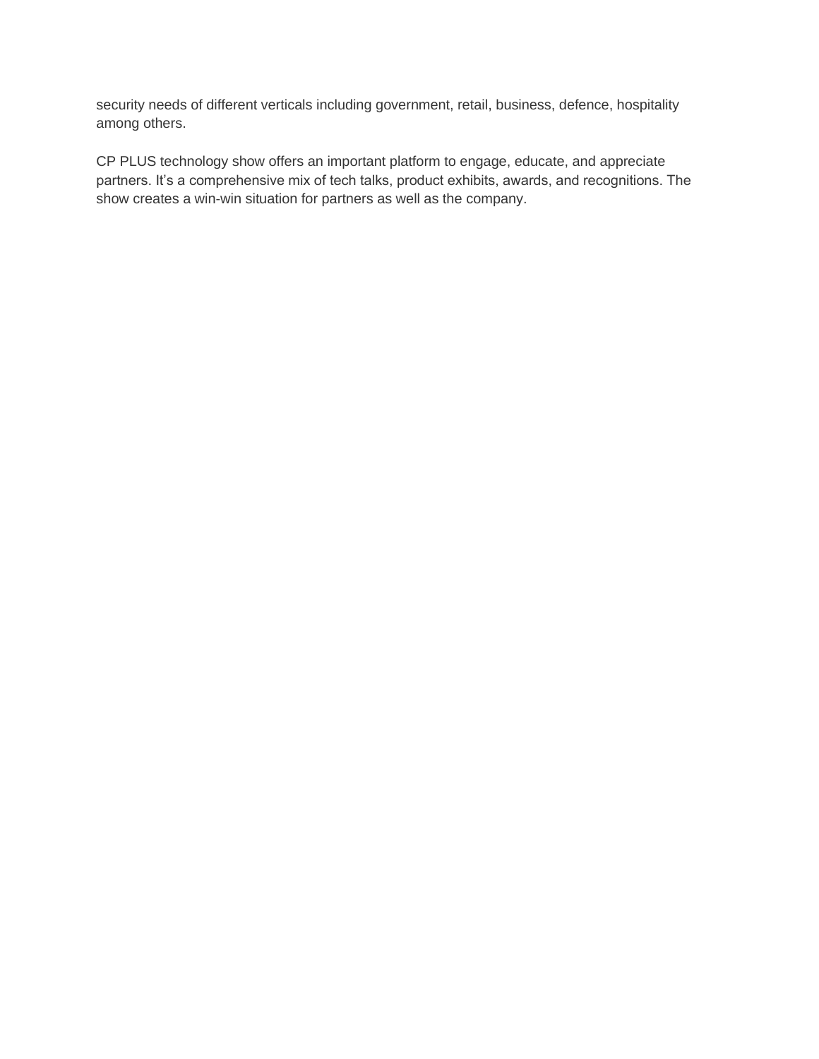security needs of different verticals including government, retail, business, defence, hospitality among others.

CP PLUS technology show offers an important platform to engage, educate, and appreciate partners. It’s a comprehensive mix of tech talks, product exhibits, awards, and recognitions. The show creates a win-win situation for partners as well as the company.